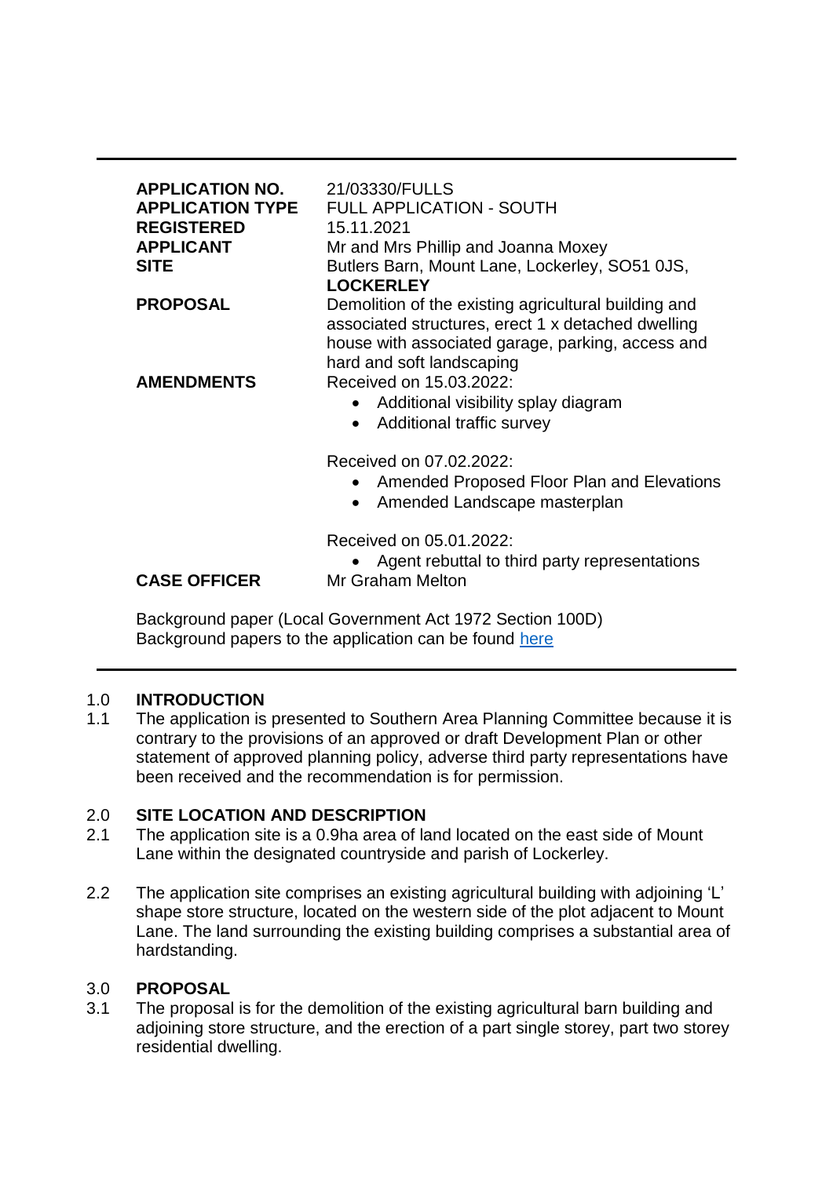| | |
|---|---|
| **APPLICATION NO.** | 21/03330/FULLS |
| **APPLICATION TYPE** | FULL APPLICATION - SOUTH |
| **REGISTERED** | 15.11.2021 |
| **APPLICANT** | Mr and Mrs Phillip and Joanna Moxey |
| **SITE** | Butlers Barn, Mount Lane, Lockerley, SO51 0JS, **LOCKERLEY** |
| **PROPOSAL** | Demolition of the existing agricultural building and associated structures, erect 1 x detached dwelling house with associated garage, parking, access and hard and soft landscaping |
| **AMENDMENTS** | Received on 15.03.2022:<br>• Additional visibility splay diagram<br>• Additional traffic survey<br><br>Received on 07.02.2022:<br>• Amended Proposed Floor Plan and Elevations<br>• Amended Landscape masterplan<br><br>Received on 05.01.2022:<br>• Agent rebuttal to third party representations |
| **CASE OFFICER** | Mr Graham Melton |

Background paper (Local Government Act 1972 Section 100D)
Background papers to the application can be found here

## 1.0 INTRODUCTION

1.1 The application is presented to Southern Area Planning Committee because it is contrary to the provisions of an approved or draft Development Plan or other statement of approved planning policy, adverse third party representations have been received and the recommendation is for permission.

## 2.0 SITE LOCATION AND DESCRIPTION

2.1 The application site is a 0.9ha area of land located on the east side of Mount Lane within the designated countryside and parish of Lockerley.

2.2 The application site comprises an existing agricultural building with adjoining 'L' shape store structure, located on the western side of the plot adjacent to Mount Lane. The land surrounding the existing building comprises a substantial area of hardstanding.

## 3.0 PROPOSAL

3.1 The proposal is for the demolition of the existing agricultural barn building and adjoining store structure, and the erection of a part single storey, part two storey residential dwelling.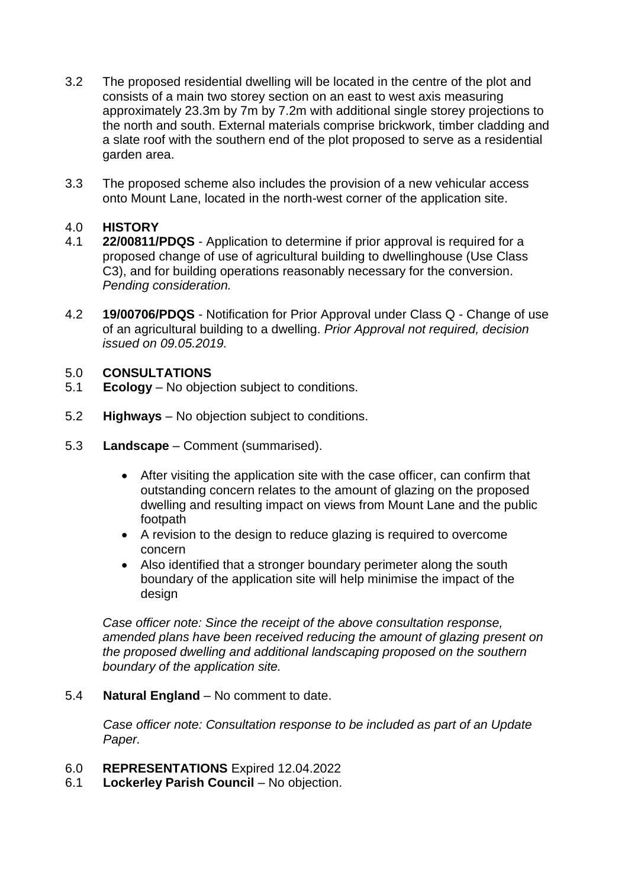3.2 The proposed residential dwelling will be located in the centre of the plot and consists of a main two storey section on an east to west axis measuring approximately 23.3m by 7m by 7.2m with additional single storey projections to the north and south. External materials comprise brickwork, timber cladding and a slate roof with the southern end of the plot proposed to serve as a residential garden area.

3.3 The proposed scheme also includes the provision of a new vehicular access onto Mount Lane, located in the north-west corner of the application site.

## 4.0 HISTORY

4.1 **22/00811/PDQS** - Application to determine if prior approval is required for a proposed change of use of agricultural building to dwellinghouse (Use Class C3), and for building operations reasonably necessary for the conversion. *Pending consideration.*

4.2 **19/00706/PDQS** - Notification for Prior Approval under Class Q - Change of use of an agricultural building to a dwelling. *Prior Approval not required, decision issued on 09.05.2019.*

## 5.0 CONSULTATIONS

5.1 **Ecology** – No objection subject to conditions.

5.2 **Highways** – No objection subject to conditions.

5.3 **Landscape** – Comment (summarised).

- After visiting the application site with the case officer, can confirm that outstanding concern relates to the amount of glazing on the proposed dwelling and resulting impact on views from Mount Lane and the public footpath
- A revision to the design to reduce glazing is required to overcome concern
- Also identified that a stronger boundary perimeter along the south boundary of the application site will help minimise the impact of the design

*Case officer note: Since the receipt of the above consultation response, amended plans have been received reducing the amount of glazing present on the proposed dwelling and additional landscaping proposed on the southern boundary of the application site.*

5.4 **Natural England** – No comment to date.

*Case officer note: Consultation response to be included as part of an Update Paper.*

## 6.0 REPRESENTATIONS Expired 12.04.2022

6.1 **Lockerley Parish Council** – No objection.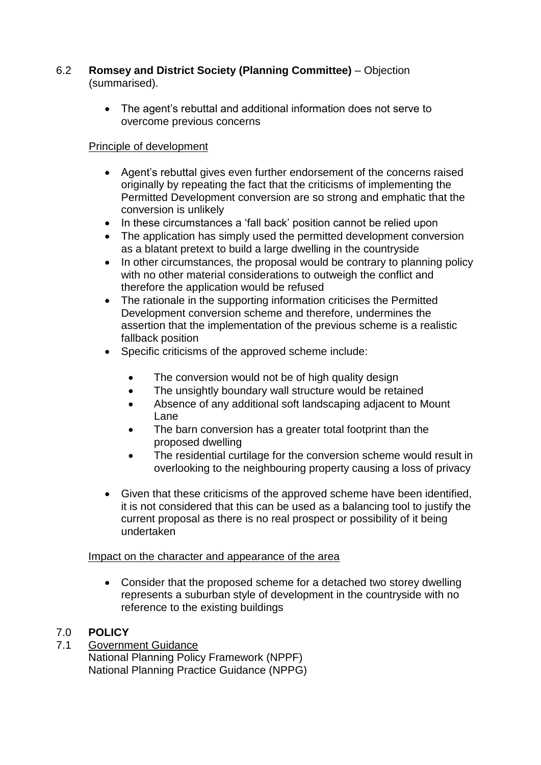6.2 **Romsey and District Society (Planning Committee)** – Objection (summarised).

- The agent's rebuttal and additional information does not serve to overcome previous concerns

Principle of development

- Agent's rebuttal gives even further endorsement of the concerns raised originally by repeating the fact that the criticisms of implementing the Permitted Development conversion are so strong and emphatic that the conversion is unlikely
- In these circumstances a 'fall back' position cannot be relied upon
- The application has simply used the permitted development conversion as a blatant pretext to build a large dwelling in the countryside
- In other circumstances, the proposal would be contrary to planning policy with no other material considerations to outweigh the conflict and therefore the application would be refused
- The rationale in the supporting information criticises the Permitted Development conversion scheme and therefore, undermines the assertion that the implementation of the previous scheme is a realistic fallback position
- Specific criticisms of the approved scheme include:
  - The conversion would not be of high quality design
  - The unsightly boundary wall structure would be retained
  - Absence of any additional soft landscaping adjacent to Mount Lane
  - The barn conversion has a greater total footprint than the proposed dwelling
  - The residential curtilage for the conversion scheme would result in overlooking to the neighbouring property causing a loss of privacy
- Given that these criticisms of the approved scheme have been identified, it is not considered that this can be used as a balancing tool to justify the current proposal as there is no real prospect or possibility of it being undertaken

Impact on the character and appearance of the area

- Consider that the proposed scheme for a detached two storey dwelling represents a suburban style of development in the countryside with no reference to the existing buildings

## 7.0 POLICY

7.1 Government Guidance
National Planning Policy Framework (NPPF)
National Planning Practice Guidance (NPPG)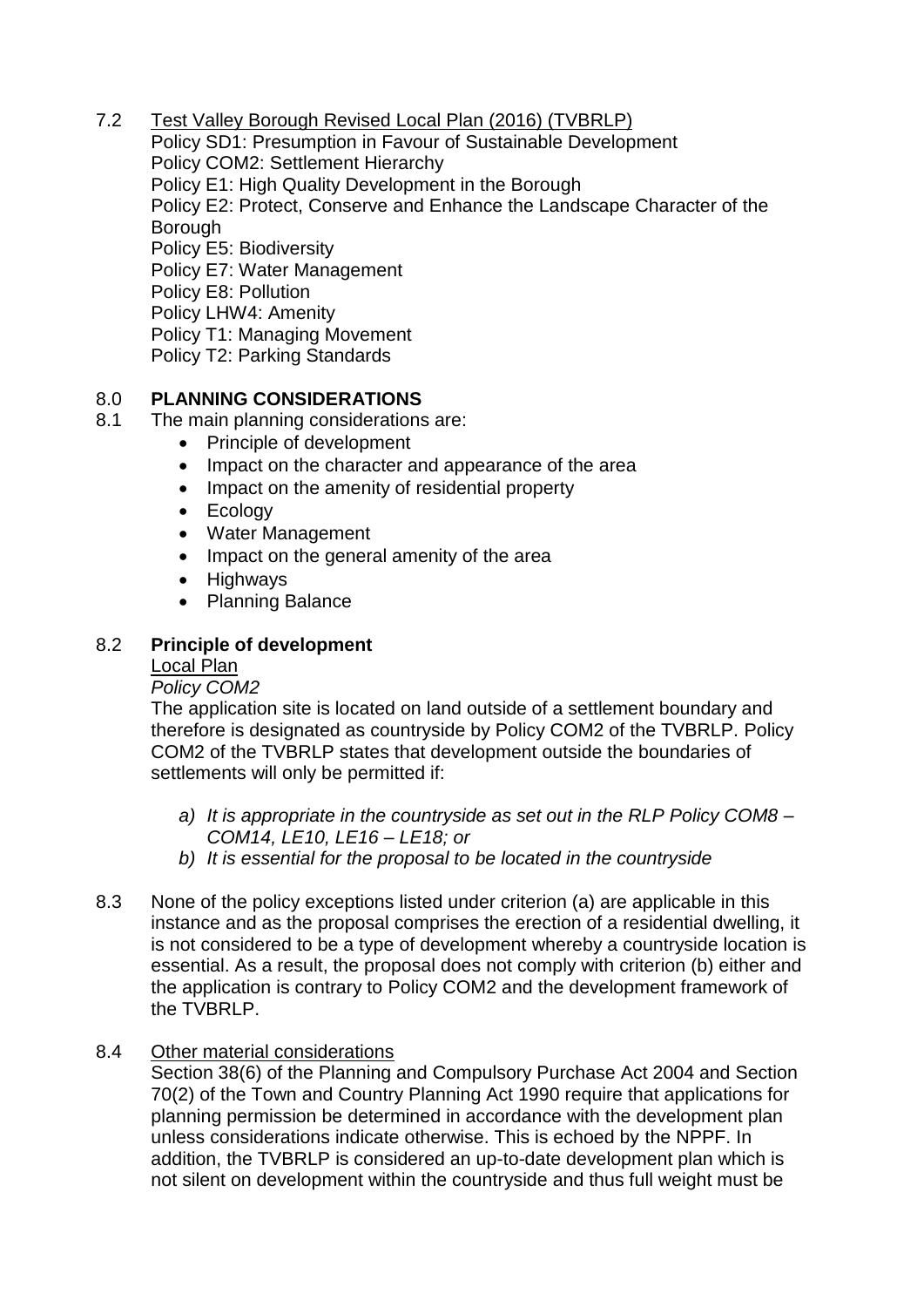7.2 Test Valley Borough Revised Local Plan (2016) (TVBRLP)

Policy SD1: Presumption in Favour of Sustainable Development
Policy COM2: Settlement Hierarchy
Policy E1: High Quality Development in the Borough
Policy E2: Protect, Conserve and Enhance the Landscape Character of the Borough
Policy E5: Biodiversity
Policy E7: Water Management
Policy E8: Pollution
Policy LHW4: Amenity
Policy T1: Managing Movement
Policy T2: Parking Standards

## 8.0 PLANNING CONSIDERATIONS

8.1 The main planning considerations are:

- Principle of development
- Impact on the character and appearance of the area
- Impact on the amenity of residential property
- Ecology
- Water Management
- Impact on the general amenity of the area
- Highways
- Planning Balance

### 8.2 Principle of development

Local Plan

*Policy COM2*

The application site is located on land outside of a settlement boundary and therefore is designated as countryside by Policy COM2 of the TVBRLP. Policy COM2 of the TVBRLP states that development outside the boundaries of settlements will only be permitted if:

*a) It is appropriate in the countryside as set out in the RLP Policy COM8 – COM14, LE10, LE16 – LE18; or*

*b) It is essential for the proposal to be located in the countryside*

8.3 None of the policy exceptions listed under criterion (a) are applicable in this instance and as the proposal comprises the erection of a residential dwelling, it is not considered to be a type of development whereby a countryside location is essential. As a result, the proposal does not comply with criterion (b) either and the application is contrary to Policy COM2 and the development framework of the TVBRLP.

8.4 Other material considerations

Section 38(6) of the Planning and Compulsory Purchase Act 2004 and Section 70(2) of the Town and Country Planning Act 1990 require that applications for planning permission be determined in accordance with the development plan unless considerations indicate otherwise. This is echoed by the NPPF. In addition, the TVBRLP is considered an up-to-date development plan which is not silent on development within the countryside and thus full weight must be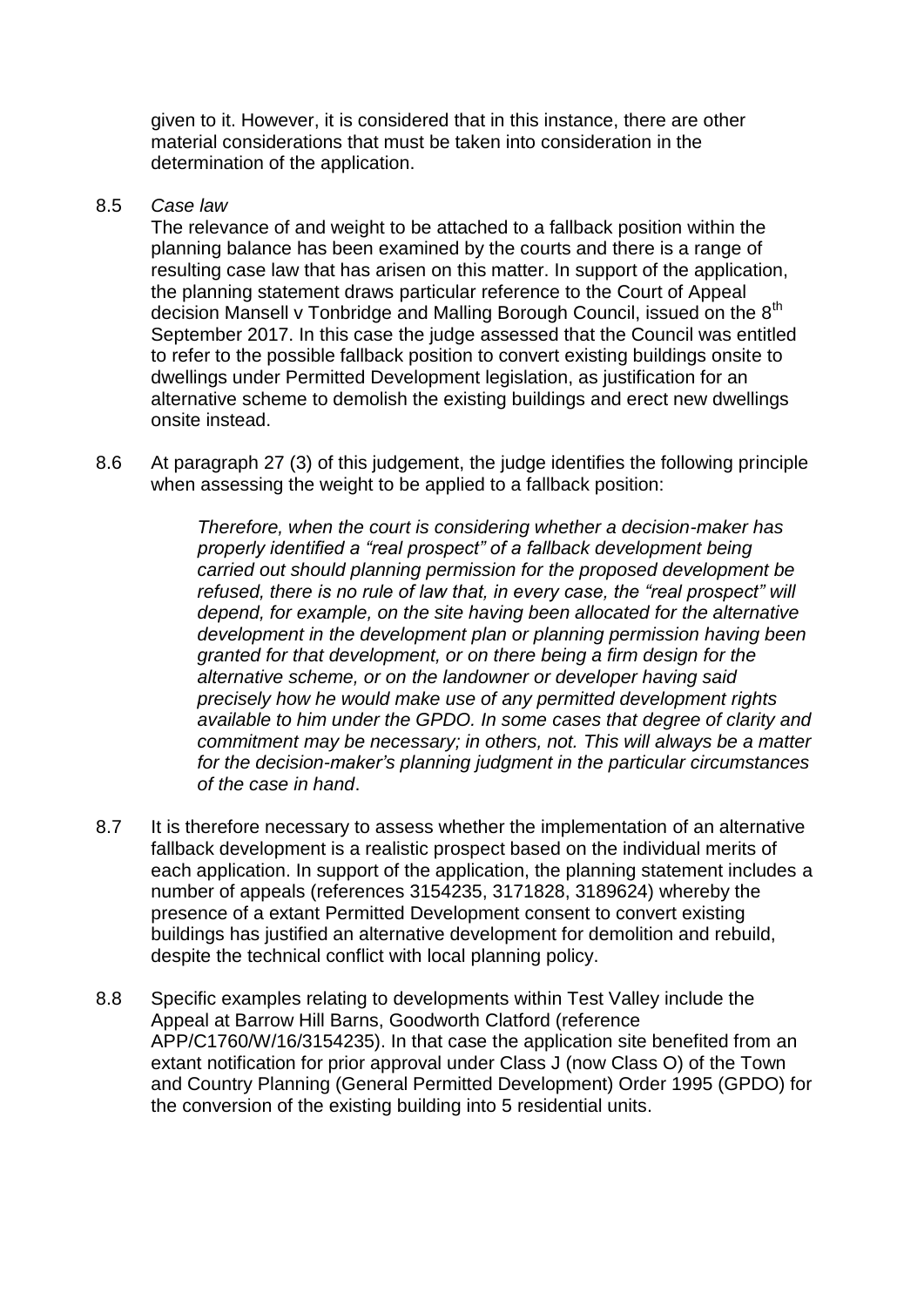given to it. However, it is considered that in this instance, there are other material considerations that must be taken into consideration in the determination of the application.

8.5 *Case law*

The relevance of and weight to be attached to a fallback position within the planning balance has been examined by the courts and there is a range of resulting case law that has arisen on this matter. In support of the application, the planning statement draws particular reference to the Court of Appeal decision Mansell v Tonbridge and Malling Borough Council, issued on the 8th September 2017. In this case the judge assessed that the Council was entitled to refer to the possible fallback position to convert existing buildings onsite to dwellings under Permitted Development legislation, as justification for an alternative scheme to demolish the existing buildings and erect new dwellings onsite instead.

8.6 At paragraph 27 (3) of this judgement, the judge identifies the following principle when assessing the weight to be applied to a fallback position:

> *Therefore, when the court is considering whether a decision-maker has properly identified a "real prospect" of a fallback development being carried out should planning permission for the proposed development be refused, there is no rule of law that, in every case, the "real prospect" will depend, for example, on the site having been allocated for the alternative development in the development plan or planning permission having been granted for that development, or on there being a firm design for the alternative scheme, or on the landowner or developer having said precisely how he would make use of any permitted development rights available to him under the GPDO. In some cases that degree of clarity and commitment may be necessary; in others, not. This will always be a matter for the decision-maker's planning judgment in the particular circumstances of the case in hand*.

8.7 It is therefore necessary to assess whether the implementation of an alternative fallback development is a realistic prospect based on the individual merits of each application. In support of the application, the planning statement includes a number of appeals (references 3154235, 3171828, 3189624) whereby the presence of a extant Permitted Development consent to convert existing buildings has justified an alternative development for demolition and rebuild, despite the technical conflict with local planning policy.

8.8 Specific examples relating to developments within Test Valley include the Appeal at Barrow Hill Barns, Goodworth Clatford (reference APP/C1760/W/16/3154235). In that case the application site benefited from an extant notification for prior approval under Class J (now Class O) of the Town and Country Planning (General Permitted Development) Order 1995 (GPDO) for the conversion of the existing building into 5 residential units.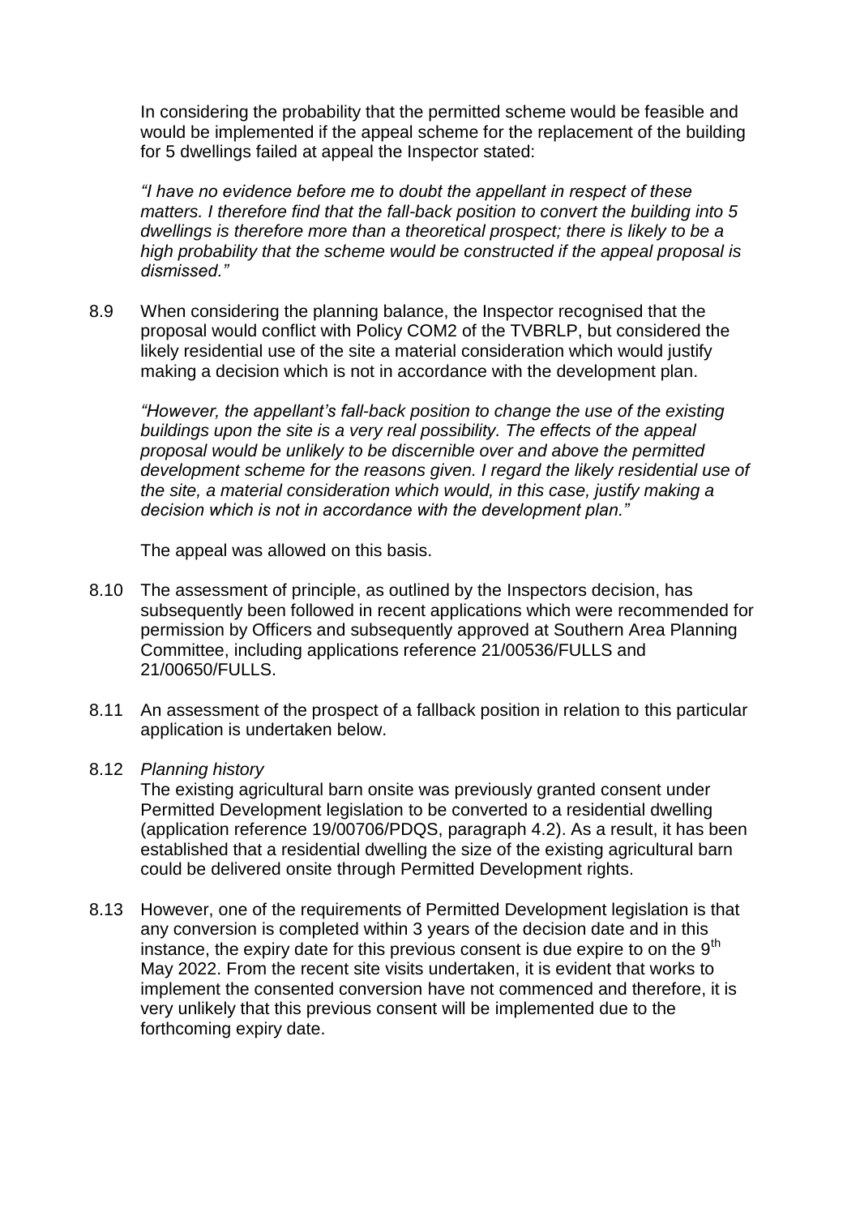In considering the probability that the permitted scheme would be feasible and would be implemented if the appeal scheme for the replacement of the building for 5 dwellings failed at appeal the Inspector stated:

*"I have no evidence before me to doubt the appellant in respect of these matters. I therefore find that the fall-back position to convert the building into 5 dwellings is therefore more than a theoretical prospect; there is likely to be a high probability that the scheme would be constructed if the appeal proposal is dismissed."*

8.9 When considering the planning balance, the Inspector recognised that the proposal would conflict with Policy COM2 of the TVBRLP, but considered the likely residential use of the site a material consideration which would justify making a decision which is not in accordance with the development plan.

*"However, the appellant's fall-back position to change the use of the existing buildings upon the site is a very real possibility. The effects of the appeal proposal would be unlikely to be discernible over and above the permitted development scheme for the reasons given. I regard the likely residential use of the site, a material consideration which would, in this case, justify making a decision which is not in accordance with the development plan."*

The appeal was allowed on this basis.

8.10 The assessment of principle, as outlined by the Inspectors decision, has subsequently been followed in recent applications which were recommended for permission by Officers and subsequently approved at Southern Area Planning Committee, including applications reference 21/00536/FULLS and 21/00650/FULLS.

8.11 An assessment of the prospect of a fallback position in relation to this particular application is undertaken below.

8.12 *Planning history*

The existing agricultural barn onsite was previously granted consent under Permitted Development legislation to be converted to a residential dwelling (application reference 19/00706/PDQS, paragraph 4.2). As a result, it has been established that a residential dwelling the size of the existing agricultural barn could be delivered onsite through Permitted Development rights.

8.13 However, one of the requirements of Permitted Development legislation is that any conversion is completed within 3 years of the decision date and in this instance, the expiry date for this previous consent is due expire to on the 9th May 2022. From the recent site visits undertaken, it is evident that works to implement the consented conversion have not commenced and therefore, it is very unlikely that this previous consent will be implemented due to the forthcoming expiry date.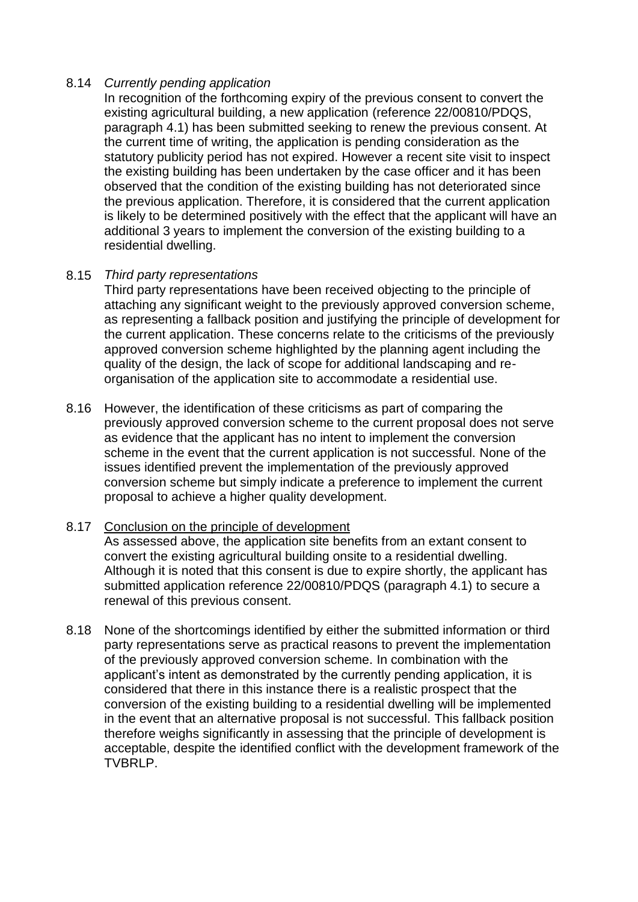8.14 *Currently pending application*

In recognition of the forthcoming expiry of the previous consent to convert the existing agricultural building, a new application (reference 22/00810/PDQS, paragraph 4.1) has been submitted seeking to renew the previous consent. At the current time of writing, the application is pending consideration as the statutory publicity period has not expired. However a recent site visit to inspect the existing building has been undertaken by the case officer and it has been observed that the condition of the existing building has not deteriorated since the previous application. Therefore, it is considered that the current application is likely to be determined positively with the effect that the applicant will have an additional 3 years to implement the conversion of the existing building to a residential dwelling.

8.15 *Third party representations*

Third party representations have been received objecting to the principle of attaching any significant weight to the previously approved conversion scheme, as representing a fallback position and justifying the principle of development for the current application. These concerns relate to the criticisms of the previously approved conversion scheme highlighted by the planning agent including the quality of the design, the lack of scope for additional landscaping and re-organisation of the application site to accommodate a residential use.

8.16 However, the identification of these criticisms as part of comparing the previously approved conversion scheme to the current proposal does not serve as evidence that the applicant has no intent to implement the conversion scheme in the event that the current application is not successful. None of the issues identified prevent the implementation of the previously approved conversion scheme but simply indicate a preference to implement the current proposal to achieve a higher quality development.

8.17 <u>Conclusion on the principle of development</u>

As assessed above, the application site benefits from an extant consent to convert the existing agricultural building onsite to a residential dwelling. Although it is noted that this consent is due to expire shortly, the applicant has submitted application reference 22/00810/PDQS (paragraph 4.1) to secure a renewal of this previous consent.

8.18 None of the shortcomings identified by either the submitted information or third party representations serve as practical reasons to prevent the implementation of the previously approved conversion scheme. In combination with the applicant's intent as demonstrated by the currently pending application, it is considered that there in this instance there is a realistic prospect that the conversion of the existing building to a residential dwelling will be implemented in the event that an alternative proposal is not successful. This fallback position therefore weighs significantly in assessing that the principle of development is acceptable, despite the identified conflict with the development framework of the TVBRLP.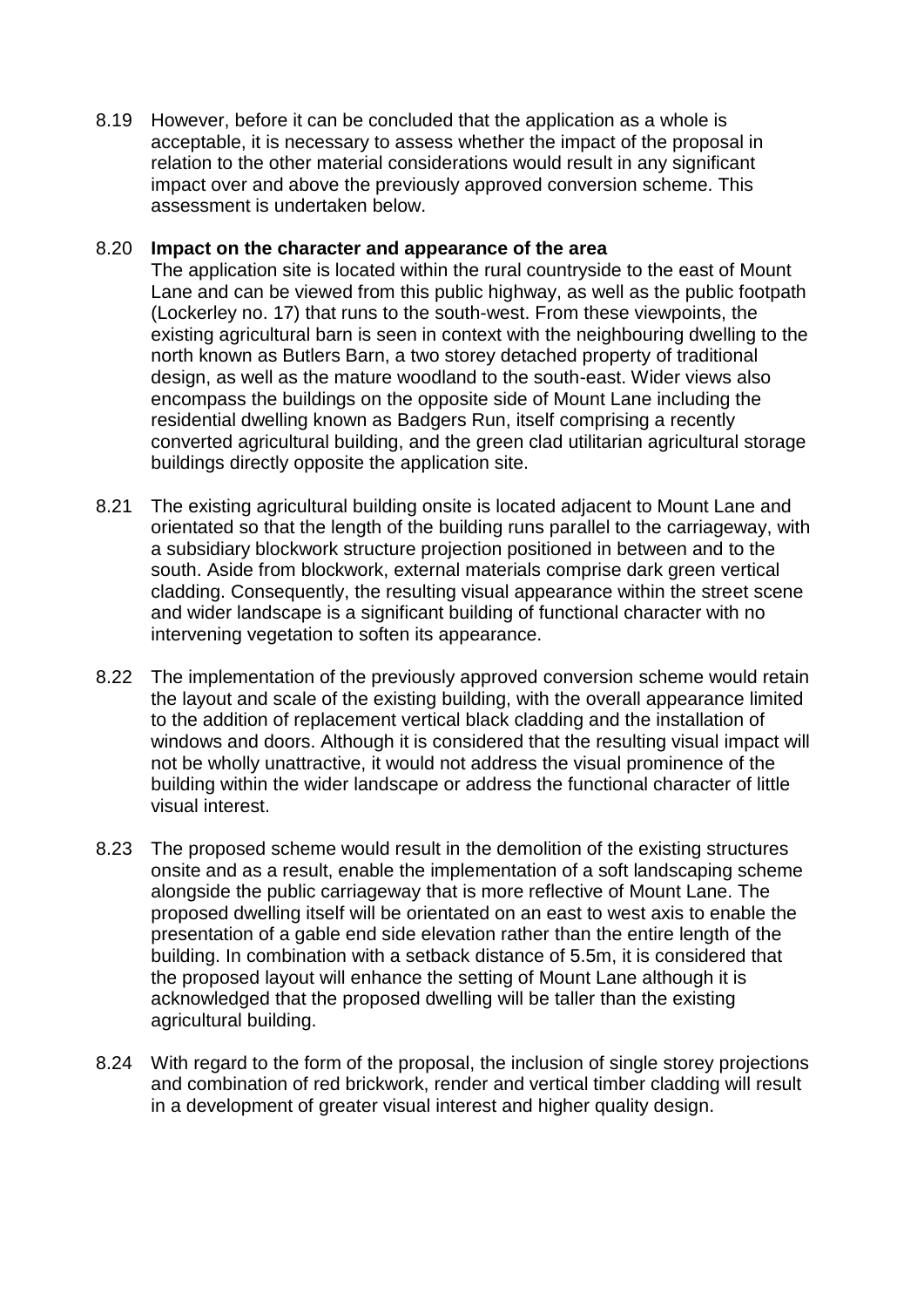8.19 However, before it can be concluded that the application as a whole is acceptable, it is necessary to assess whether the impact of the proposal in relation to the other material considerations would result in any significant impact over and above the previously approved conversion scheme. This assessment is undertaken below.

8.20 **Impact on the character and appearance of the area**

The application site is located within the rural countryside to the east of Mount Lane and can be viewed from this public highway, as well as the public footpath (Lockerley no. 17) that runs to the south-west. From these viewpoints, the existing agricultural barn is seen in context with the neighbouring dwelling to the north known as Butlers Barn, a two storey detached property of traditional design, as well as the mature woodland to the south-east. Wider views also encompass the buildings on the opposite side of Mount Lane including the residential dwelling known as Badgers Run, itself comprising a recently converted agricultural building, and the green clad utilitarian agricultural storage buildings directly opposite the application site.

8.21 The existing agricultural building onsite is located adjacent to Mount Lane and orientated so that the length of the building runs parallel to the carriageway, with a subsidiary blockwork structure projection positioned in between and to the south. Aside from blockwork, external materials comprise dark green vertical cladding. Consequently, the resulting visual appearance within the street scene and wider landscape is a significant building of functional character with no intervening vegetation to soften its appearance.

8.22 The implementation of the previously approved conversion scheme would retain the layout and scale of the existing building, with the overall appearance limited to the addition of replacement vertical black cladding and the installation of windows and doors. Although it is considered that the resulting visual impact will not be wholly unattractive, it would not address the visual prominence of the building within the wider landscape or address the functional character of little visual interest.

8.23 The proposed scheme would result in the demolition of the existing structures onsite and as a result, enable the implementation of a soft landscaping scheme alongside the public carriageway that is more reflective of Mount Lane. The proposed dwelling itself will be orientated on an east to west axis to enable the presentation of a gable end side elevation rather than the entire length of the building. In combination with a setback distance of 5.5m, it is considered that the proposed layout will enhance the setting of Mount Lane although it is acknowledged that the proposed dwelling will be taller than the existing agricultural building.

8.24 With regard to the form of the proposal, the inclusion of single storey projections and combination of red brickwork, render and vertical timber cladding will result in a development of greater visual interest and higher quality design.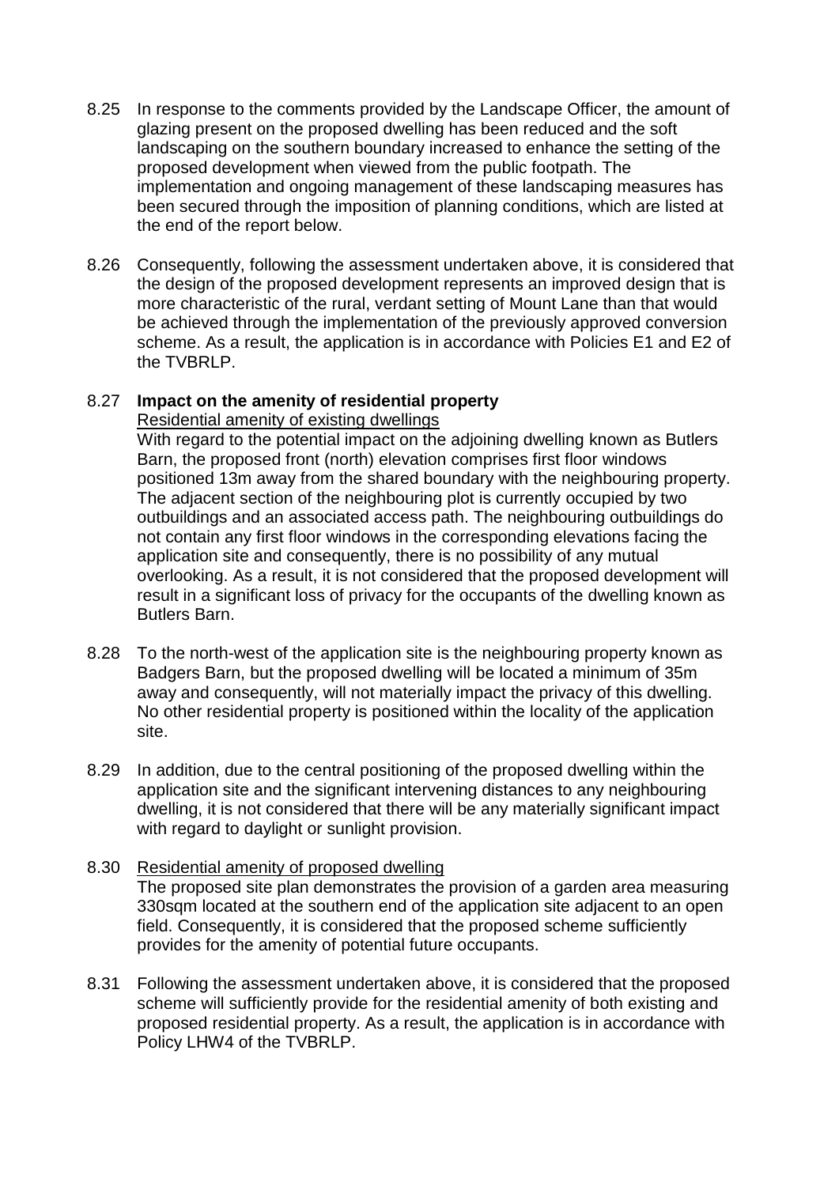8.25 In response to the comments provided by the Landscape Officer, the amount of glazing present on the proposed dwelling has been reduced and the soft landscaping on the southern boundary increased to enhance the setting of the proposed development when viewed from the public footpath. The implementation and ongoing management of these landscaping measures has been secured through the imposition of planning conditions, which are listed at the end of the report below.

8.26 Consequently, following the assessment undertaken above, it is considered that the design of the proposed development represents an improved design that is more characteristic of the rural, verdant setting of Mount Lane than that would be achieved through the implementation of the previously approved conversion scheme. As a result, the application is in accordance with Policies E1 and E2 of the TVBRLP.

8.27 **Impact on the amenity of residential property**

Residential amenity of existing dwellings

With regard to the potential impact on the adjoining dwelling known as Butlers Barn, the proposed front (north) elevation comprises first floor windows positioned 13m away from the shared boundary with the neighbouring property. The adjacent section of the neighbouring plot is currently occupied by two outbuildings and an associated access path. The neighbouring outbuildings do not contain any first floor windows in the corresponding elevations facing the application site and consequently, there is no possibility of any mutual overlooking. As a result, it is not considered that the proposed development will result in a significant loss of privacy for the occupants of the dwelling known as Butlers Barn.

8.28 To the north-west of the application site is the neighbouring property known as Badgers Barn, but the proposed dwelling will be located a minimum of 35m away and consequently, will not materially impact the privacy of this dwelling. No other residential property is positioned within the locality of the application site.

8.29 In addition, due to the central positioning of the proposed dwelling within the application site and the significant intervening distances to any neighbouring dwelling, it is not considered that there will be any materially significant impact with regard to daylight or sunlight provision.

8.30 Residential amenity of proposed dwelling

The proposed site plan demonstrates the provision of a garden area measuring 330sqm located at the southern end of the application site adjacent to an open field. Consequently, it is considered that the proposed scheme sufficiently provides for the amenity of potential future occupants.

8.31 Following the assessment undertaken above, it is considered that the proposed scheme will sufficiently provide for the residential amenity of both existing and proposed residential property. As a result, the application is in accordance with Policy LHW4 of the TVBRLP.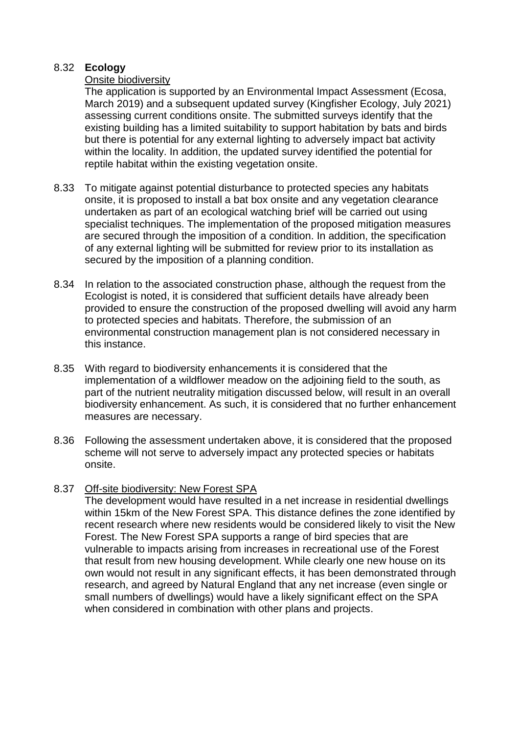8.32 **Ecology**

Onsite biodiversity

The application is supported by an Environmental Impact Assessment (Ecosa, March 2019) and a subsequent updated survey (Kingfisher Ecology, July 2021) assessing current conditions onsite. The submitted surveys identify that the existing building has a limited suitability to support habitation by bats and birds but there is potential for any external lighting to adversely impact bat activity within the locality. In addition, the updated survey identified the potential for reptile habitat within the existing vegetation onsite.

8.33 To mitigate against potential disturbance to protected species any habitats onsite, it is proposed to install a bat box onsite and any vegetation clearance undertaken as part of an ecological watching brief will be carried out using specialist techniques. The implementation of the proposed mitigation measures are secured through the imposition of a condition. In addition, the specification of any external lighting will be submitted for review prior to its installation as secured by the imposition of a planning condition.

8.34 In relation to the associated construction phase, although the request from the Ecologist is noted, it is considered that sufficient details have already been provided to ensure the construction of the proposed dwelling will avoid any harm to protected species and habitats. Therefore, the submission of an environmental construction management plan is not considered necessary in this instance.

8.35 With regard to biodiversity enhancements it is considered that the implementation of a wildflower meadow on the adjoining field to the south, as part of the nutrient neutrality mitigation discussed below, will result in an overall biodiversity enhancement. As such, it is considered that no further enhancement measures are necessary.

8.36 Following the assessment undertaken above, it is considered that the proposed scheme will not serve to adversely impact any protected species or habitats onsite.

8.37 Off-site biodiversity: New Forest SPA

The development would have resulted in a net increase in residential dwellings within 15km of the New Forest SPA. This distance defines the zone identified by recent research where new residents would be considered likely to visit the New Forest. The New Forest SPA supports a range of bird species that are vulnerable to impacts arising from increases in recreational use of the Forest that result from new housing development. While clearly one new house on its own would not result in any significant effects, it has been demonstrated through research, and agreed by Natural England that any net increase (even single or small numbers of dwellings) would have a likely significant effect on the SPA when considered in combination with other plans and projects.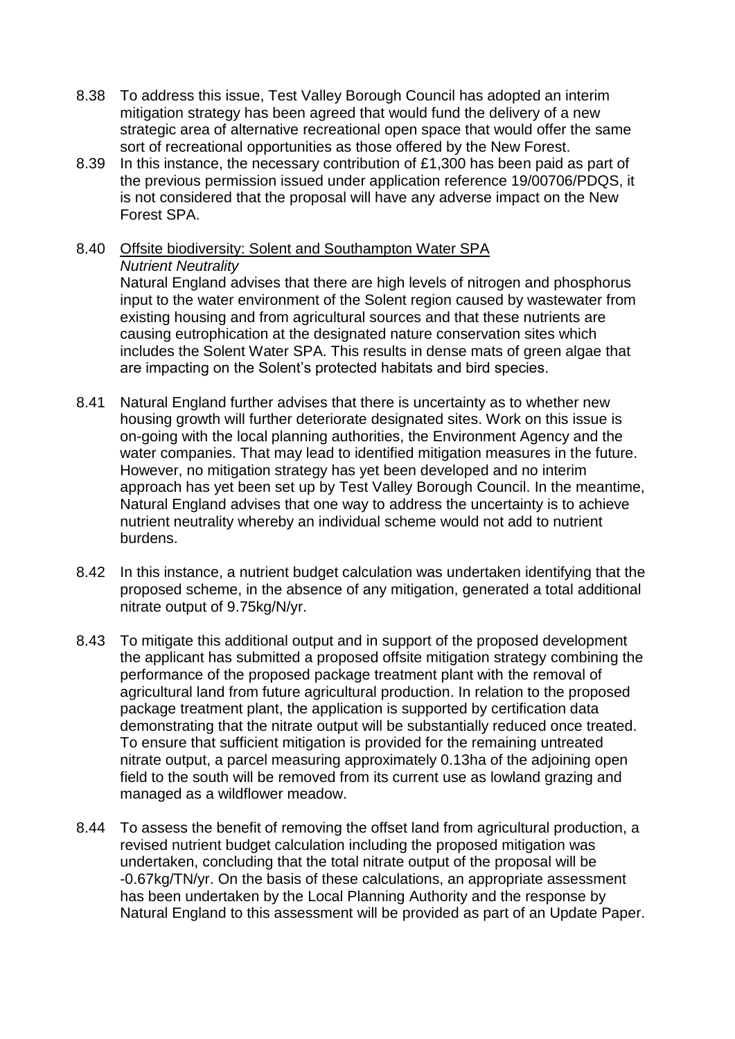8.38 To address this issue, Test Valley Borough Council has adopted an interim mitigation strategy has been agreed that would fund the delivery of a new strategic area of alternative recreational open space that would offer the same sort of recreational opportunities as those offered by the New Forest.

8.39 In this instance, the necessary contribution of £1,300 has been paid as part of the previous permission issued under application reference 19/00706/PDQS, it is not considered that the proposal will have any adverse impact on the New Forest SPA.

8.40 <u>Offsite biodiversity: Solent and Southampton Water SPA</u>

*Nutrient Neutrality*

Natural England advises that there are high levels of nitrogen and phosphorus input to the water environment of the Solent region caused by wastewater from existing housing and from agricultural sources and that these nutrients are causing eutrophication at the designated nature conservation sites which includes the Solent Water SPA. This results in dense mats of green algae that are impacting on the Solent's protected habitats and bird species.

8.41 Natural England further advises that there is uncertainty as to whether new housing growth will further deteriorate designated sites. Work on this issue is on-going with the local planning authorities, the Environment Agency and the water companies. That may lead to identified mitigation measures in the future. However, no mitigation strategy has yet been developed and no interim approach has yet been set up by Test Valley Borough Council. In the meantime, Natural England advises that one way to address the uncertainty is to achieve nutrient neutrality whereby an individual scheme would not add to nutrient burdens.

8.42 In this instance, a nutrient budget calculation was undertaken identifying that the proposed scheme, in the absence of any mitigation, generated a total additional nitrate output of 9.75kg/N/yr.

8.43 To mitigate this additional output and in support of the proposed development the applicant has submitted a proposed offsite mitigation strategy combining the performance of the proposed package treatment plant with the removal of agricultural land from future agricultural production. In relation to the proposed package treatment plant, the application is supported by certification data demonstrating that the nitrate output will be substantially reduced once treated. To ensure that sufficient mitigation is provided for the remaining untreated nitrate output, a parcel measuring approximately 0.13ha of the adjoining open field to the south will be removed from its current use as lowland grazing and managed as a wildflower meadow.

8.44 To assess the benefit of removing the offset land from agricultural production, a revised nutrient budget calculation including the proposed mitigation was undertaken, concluding that the total nitrate output of the proposal will be -0.67kg/TN/yr. On the basis of these calculations, an appropriate assessment has been undertaken by the Local Planning Authority and the response by Natural England to this assessment will be provided as part of an Update Paper.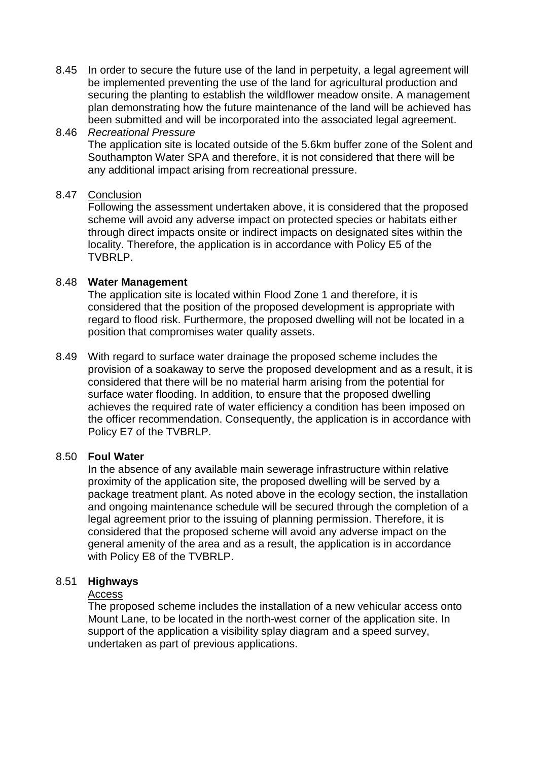8.45 In order to secure the future use of the land in perpetuity, a legal agreement will be implemented preventing the use of the land for agricultural production and securing the planting to establish the wildflower meadow onsite. A management plan demonstrating how the future maintenance of the land will be achieved has been submitted and will be incorporated into the associated legal agreement.

8.46 *Recreational Pressure*
The application site is located outside of the 5.6km buffer zone of the Solent and Southampton Water SPA and therefore, it is not considered that there will be any additional impact arising from recreational pressure.

8.47 Conclusion
Following the assessment undertaken above, it is considered that the proposed scheme will avoid any adverse impact on protected species or habitats either through direct impacts onsite or indirect impacts on designated sites within the locality. Therefore, the application is in accordance with Policy E5 of the TVBRLP.

8.48 **Water Management**
The application site is located within Flood Zone 1 and therefore, it is considered that the position of the proposed development is appropriate with regard to flood risk. Furthermore, the proposed dwelling will not be located in a position that compromises water quality assets.

8.49 With regard to surface water drainage the proposed scheme includes the provision of a soakaway to serve the proposed development and as a result, it is considered that there will be no material harm arising from the potential for surface water flooding. In addition, to ensure that the proposed dwelling achieves the required rate of water efficiency a condition has been imposed on the officer recommendation. Consequently, the application is in accordance with Policy E7 of the TVBRLP.

8.50 **Foul Water**
In the absence of any available main sewerage infrastructure within relative proximity of the application site, the proposed dwelling will be served by a package treatment plant. As noted above in the ecology section, the installation and ongoing maintenance schedule will be secured through the completion of a legal agreement prior to the issuing of planning permission. Therefore, it is considered that the proposed scheme will avoid any adverse impact on the general amenity of the area and as a result, the application is in accordance with Policy E8 of the TVBRLP.

8.51 **Highways**
Access
The proposed scheme includes the installation of a new vehicular access onto Mount Lane, to be located in the north-west corner of the application site. In support of the application a visibility splay diagram and a speed survey, undertaken as part of previous applications.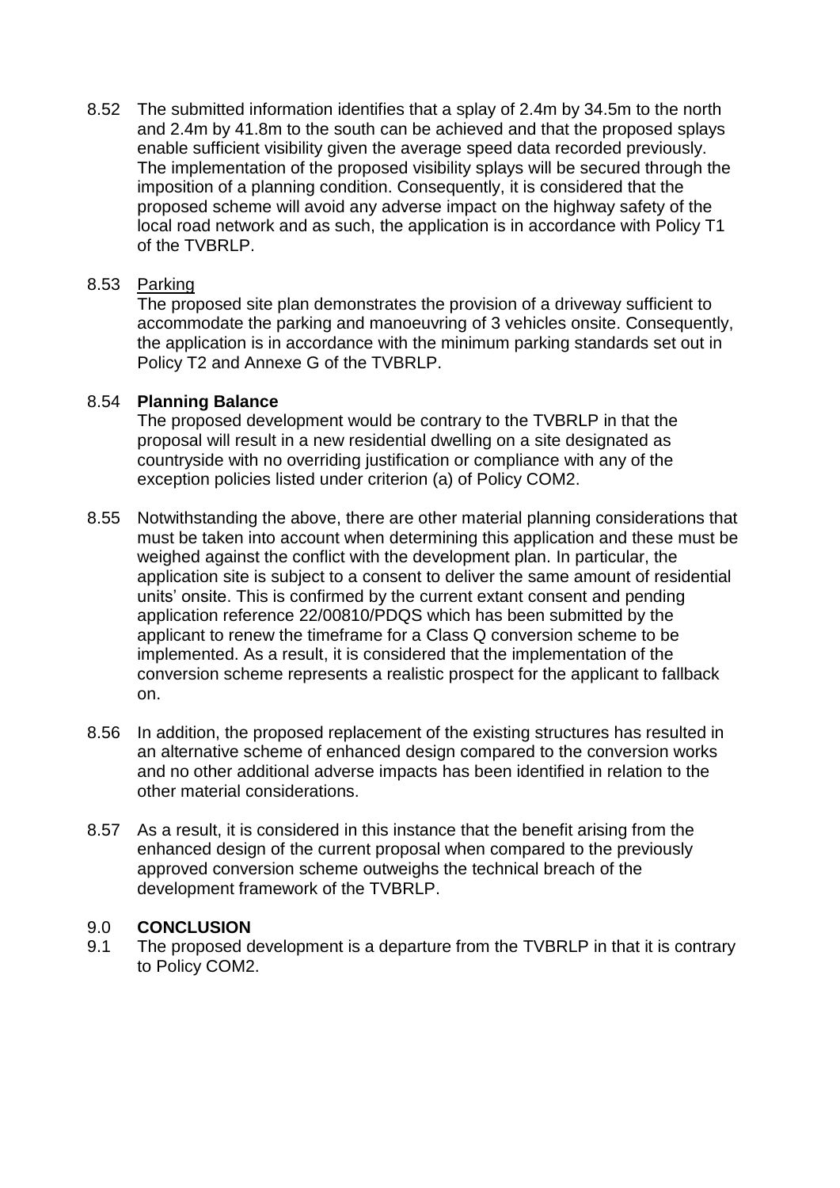8.52 The submitted information identifies that a splay of 2.4m by 34.5m to the north and 2.4m by 41.8m to the south can be achieved and that the proposed splays enable sufficient visibility given the average speed data recorded previously. The implementation of the proposed visibility splays will be secured through the imposition of a planning condition. Consequently, it is considered that the proposed scheme will avoid any adverse impact on the highway safety of the local road network and as such, the application is in accordance with Policy T1 of the TVBRLP.

8.53 <u>Parking</u>
The proposed site plan demonstrates the provision of a driveway sufficient to accommodate the parking and manoeuvring of 3 vehicles onsite. Consequently, the application is in accordance with the minimum parking standards set out in Policy T2 and Annexe G of the TVBRLP.

8.54 **Planning Balance**
The proposed development would be contrary to the TVBRLP in that the proposal will result in a new residential dwelling on a site designated as countryside with no overriding justification or compliance with any of the exception policies listed under criterion (a) of Policy COM2.

8.55 Notwithstanding the above, there are other material planning considerations that must be taken into account when determining this application and these must be weighed against the conflict with the development plan. In particular, the application site is subject to a consent to deliver the same amount of residential units' onsite. This is confirmed by the current extant consent and pending application reference 22/00810/PDQS which has been submitted by the applicant to renew the timeframe for a Class Q conversion scheme to be implemented. As a result, it is considered that the implementation of the conversion scheme represents a realistic prospect for the applicant to fallback on.

8.56 In addition, the proposed replacement of the existing structures has resulted in an alternative scheme of enhanced design compared to the conversion works and no other additional adverse impacts has been identified in relation to the other material considerations.

8.57 As a result, it is considered in this instance that the benefit arising from the enhanced design of the current proposal when compared to the previously approved conversion scheme outweighs the technical breach of the development framework of the TVBRLP.

## 9.0 CONCLUSION

9.1 The proposed development is a departure from the TVBRLP in that it is contrary to Policy COM2.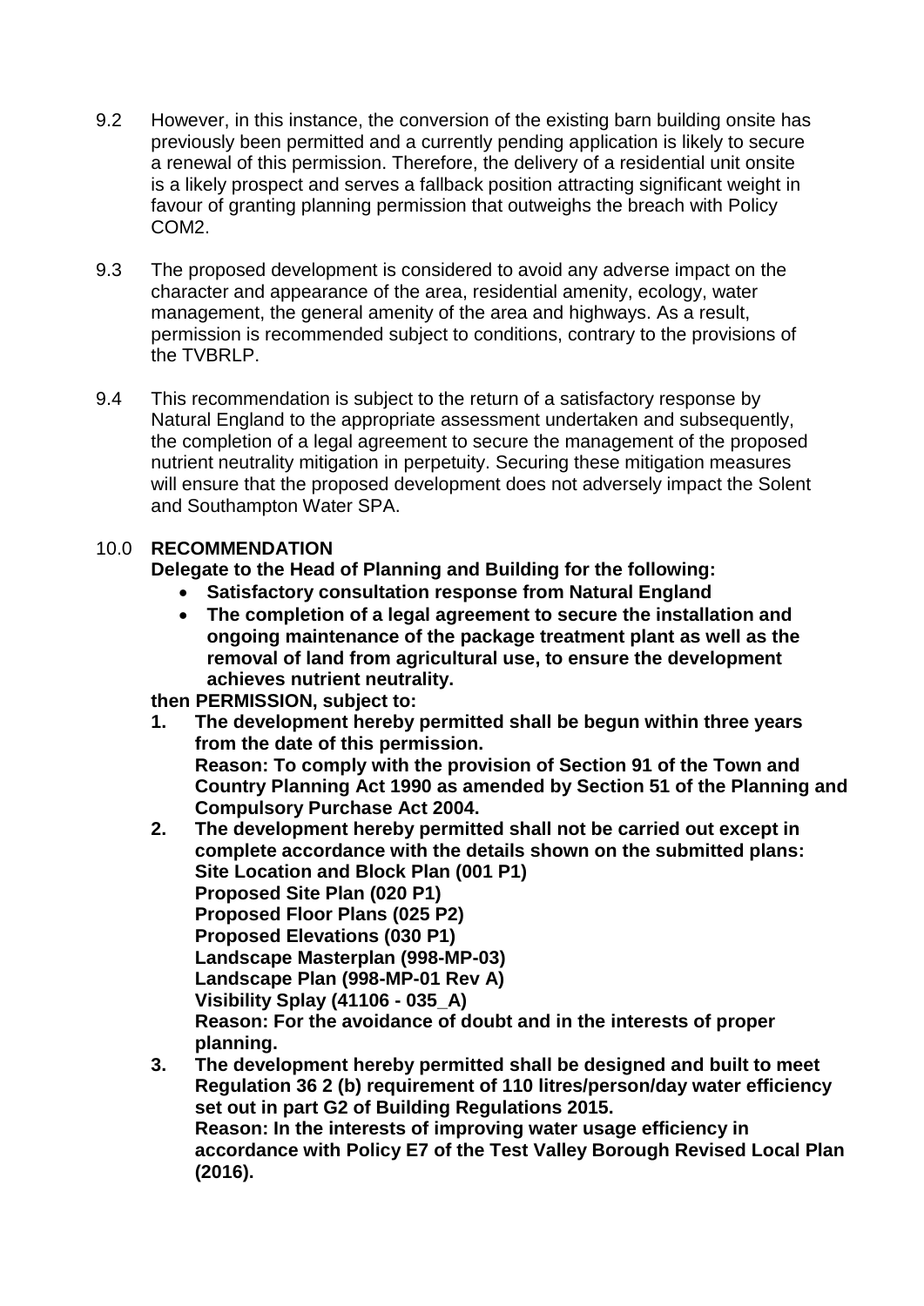9.2 However, in this instance, the conversion of the existing barn building onsite has previously been permitted and a currently pending application is likely to secure a renewal of this permission. Therefore, the delivery of a residential unit onsite is a likely prospect and serves a fallback position attracting significant weight in favour of granting planning permission that outweighs the breach with Policy COM2.

9.3 The proposed development is considered to avoid any adverse impact on the character and appearance of the area, residential amenity, ecology, water management, the general amenity of the area and highways. As a result, permission is recommended subject to conditions, contrary to the provisions of the TVBRLP.

9.4 This recommendation is subject to the return of a satisfactory response by Natural England to the appropriate assessment undertaken and subsequently, the completion of a legal agreement to secure the management of the proposed nutrient neutrality mitigation in perpetuity. Securing these mitigation measures will ensure that the proposed development does not adversely impact the Solent and Southampton Water SPA.

## 10.0 RECOMMENDATION

**Delegate to the Head of Planning and Building for the following:**

- **Satisfactory consultation response from Natural England**
- **The completion of a legal agreement to secure the installation and ongoing maintenance of the package treatment plant as well as the removal of land from agricultural use, to ensure the development achieves nutrient neutrality.**

**then PERMISSION, subject to:**

1. **The development hereby permitted shall be begun within three years from the date of this permission.**
   **Reason: To comply with the provision of Section 91 of the Town and Country Planning Act 1990 as amended by Section 51 of the Planning and Compulsory Purchase Act 2004.**
2. **The development hereby permitted shall not be carried out except in complete accordance with the details shown on the submitted plans:**
   **Site Location and Block Plan (001 P1)**
   **Proposed Site Plan (020 P1)**
   **Proposed Floor Plans (025 P2)**
   **Proposed Elevations (030 P1)**
   **Landscape Masterplan (998-MP-03)**
   **Landscape Plan (998-MP-01 Rev A)**
   **Visibility Splay (41106 - 035_A)**
   **Reason: For the avoidance of doubt and in the interests of proper planning.**
3. **The development hereby permitted shall be designed and built to meet Regulation 36 2 (b) requirement of 110 litres/person/day water efficiency set out in part G2 of Building Regulations 2015.**
   **Reason: In the interests of improving water usage efficiency in accordance with Policy E7 of the Test Valley Borough Revised Local Plan (2016).**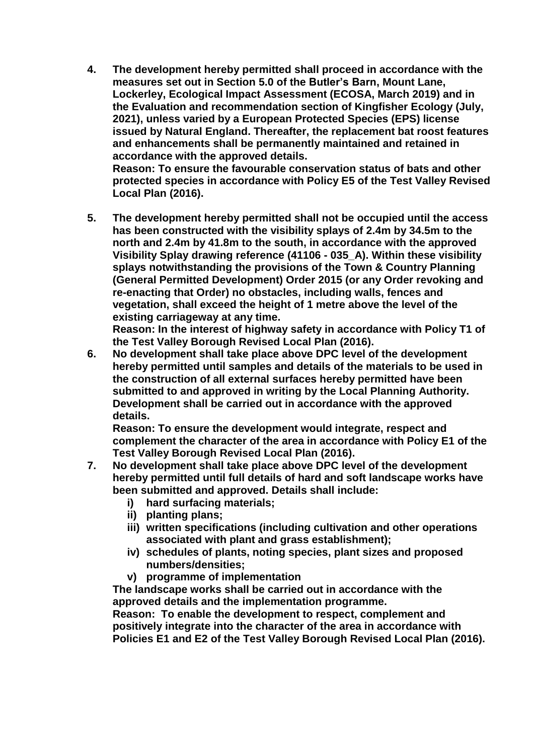**4. The development hereby permitted shall proceed in accordance with the measures set out in Section 5.0 of the Butler's Barn, Mount Lane, Lockerley, Ecological Impact Assessment (ECOSA, March 2019) and in the Evaluation and recommendation section of Kingfisher Ecology (July, 2021), unless varied by a European Protected Species (EPS) license issued by Natural England. Thereafter, the replacement bat roost features and enhancements shall be permanently maintained and retained in accordance with the approved details.**
**Reason: To ensure the favourable conservation status of bats and other protected species in accordance with Policy E5 of the Test Valley Revised Local Plan (2016).**

**5. The development hereby permitted shall not be occupied until the access has been constructed with the visibility splays of 2.4m by 34.5m to the north and 2.4m by 41.8m to the south, in accordance with the approved Visibility Splay drawing reference (41106 - 035_A). Within these visibility splays notwithstanding the provisions of the Town & Country Planning (General Permitted Development) Order 2015 (or any Order revoking and re-enacting that Order) no obstacles, including walls, fences and vegetation, shall exceed the height of 1 metre above the level of the existing carriageway at any time.**
**Reason: In the interest of highway safety in accordance with Policy T1 of the Test Valley Borough Revised Local Plan (2016).**

**6. No development shall take place above DPC level of the development hereby permitted until samples and details of the materials to be used in the construction of all external surfaces hereby permitted have been submitted to and approved in writing by the Local Planning Authority. Development shall be carried out in accordance with the approved details.**
**Reason: To ensure the development would integrate, respect and complement the character of the area in accordance with Policy E1 of the Test Valley Borough Revised Local Plan (2016).**

**7. No development shall take place above DPC level of the development hereby permitted until full details of hard and soft landscape works have been submitted and approved. Details shall include:**
   **i) hard surfacing materials;**
   **ii) planting plans;**
   **iii) written specifications (including cultivation and other operations associated with plant and grass establishment);**
   **iv) schedules of plants, noting species, plant sizes and proposed numbers/densities;**
   **v) programme of implementation**

**The landscape works shall be carried out in accordance with the approved details and the implementation programme.**
**Reason: To enable the development to respect, complement and positively integrate into the character of the area in accordance with Policies E1 and E2 of the Test Valley Borough Revised Local Plan (2016).**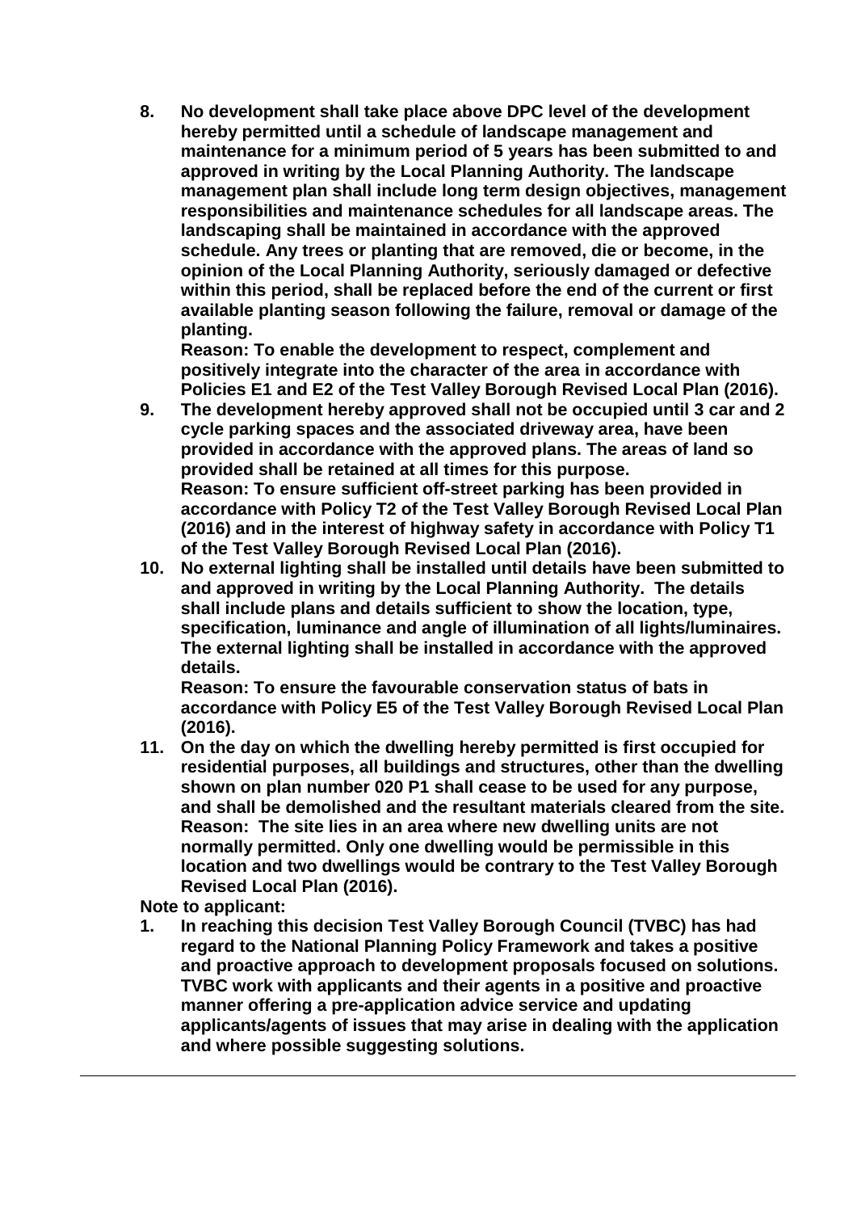**8. No development shall take place above DPC level of the development hereby permitted until a schedule of landscape management and maintenance for a minimum period of 5 years has been submitted to and approved in writing by the Local Planning Authority. The landscape management plan shall include long term design objectives, management responsibilities and maintenance schedules for all landscape areas. The landscaping shall be maintained in accordance with the approved schedule. Any trees or planting that are removed, die or become, in the opinion of the Local Planning Authority, seriously damaged or defective within this period, shall be replaced before the end of the current or first available planting season following the failure, removal or damage of the planting.**
**Reason: To enable the development to respect, complement and positively integrate into the character of the area in accordance with Policies E1 and E2 of the Test Valley Borough Revised Local Plan (2016).**

**9. The development hereby approved shall not be occupied until 3 car and 2 cycle parking spaces and the associated driveway area, have been provided in accordance with the approved plans. The areas of land so provided shall be retained at all times for this purpose.**
**Reason: To ensure sufficient off-street parking has been provided in accordance with Policy T2 of the Test Valley Borough Revised Local Plan (2016) and in the interest of highway safety in accordance with Policy T1 of the Test Valley Borough Revised Local Plan (2016).**

**10. No external lighting shall be installed until details have been submitted to and approved in writing by the Local Planning Authority. The details shall include plans and details sufficient to show the location, type, specification, luminance and angle of illumination of all lights/luminaires. The external lighting shall be installed in accordance with the approved details.**
**Reason: To ensure the favourable conservation status of bats in accordance with Policy E5 of the Test Valley Borough Revised Local Plan (2016).**

**11. On the day on which the dwelling hereby permitted is first occupied for residential purposes, all buildings and structures, other than the dwelling shown on plan number 020 P1 shall cease to be used for any purpose, and shall be demolished and the resultant materials cleared from the site.**
**Reason: The site lies in an area where new dwelling units are not normally permitted. Only one dwelling would be permissible in this location and two dwellings would be contrary to the Test Valley Borough Revised Local Plan (2016).**

**Note to applicant:**

**1. In reaching this decision Test Valley Borough Council (TVBC) has had regard to the National Planning Policy Framework and takes a positive and proactive approach to development proposals focused on solutions. TVBC work with applicants and their agents in a positive and proactive manner offering a pre-application advice service and updating applicants/agents of issues that may arise in dealing with the application and where possible suggesting solutions.**